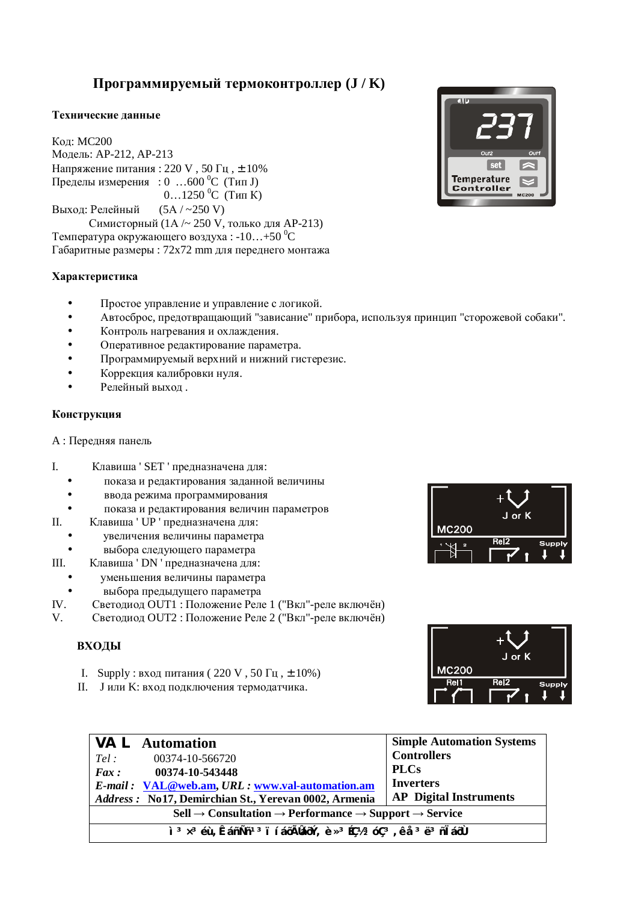# Программируемый термоконтроллер (J / K)

### Технические данные

Код: MC200
Модель: AP-212, AP-213
Напряжение питания : 220 V , 50 Гц , ±10%
Пределы измерения : 0 …600 $^0$C (Тип J)
0…1250 $^0$C (Тип K)
Выход: Релейный (5A / ~250 V)
Симисторный (1A /~ 250 V, только для AP-213)
Температура окружающего воздуха : -10…+50 $^0$C
Габаритные размеры : 72x72 mm для переднего монтажа

### Характеристика

- Простое управление и управление с логикой.
- Автосброс, предотвращающий "зависание" прибора, используя принцип "сторожевой собаки".
- Контроль нагревания и охлаждения.
- Оперативное редактирование параметра.
- Программируемый верхний и нижний гистерезис.
- Коррекция калибровки нуля.
- Релейный выход .

### Конструкция

A : Передняя панель

I. Клавиша ' SET ' предназначена для:
- показа и редактирования заданной величины
- ввода режима программирования
- показа и редактирования величин параметров

II. Клавиша ' UP ' предназначена для:
- увеличения величины параметра
- выбора следующего параметра

III. Клавиша ' DN ' предназначена для:
- уменьшения величины параметра
- выбора предыдущего параметра

IV. Светодиод OUT1 : Положение Реле 1 ("Вкл"-реле включён)

V. Светодиод OUT2 : Положение Реле 2 ("Вкл"-реле включён)

### ВХОДЫ

I. Supply : вход питания ( 220 V , 50 Гц , ±10%)
II. J или K: вход подключения термодатчика.

| **VA L Automation** | **Simple Automation Systems** |
|---|---|
| *Tel :* 00374-10-566720 | **Controllers** |
| ***Fax :*** **00374-10-543448** | **PLCs** |
| ***E-mail :*** VAL@web.am, ***URL :*** www.val-automation.am | **Inverters** |
| ***Address :*** **No17, Demirchian St., Yerevan 0002, Armenia** | **AP Digital Instruments** |
| **Sell → Consultation → Performance → Support → Service** | |
| **ì ³ ×³ éù, Êáñ³ ïáõÙ, è»³ É³ óáõ ,êå³ ë³ ñïáõÙ** | |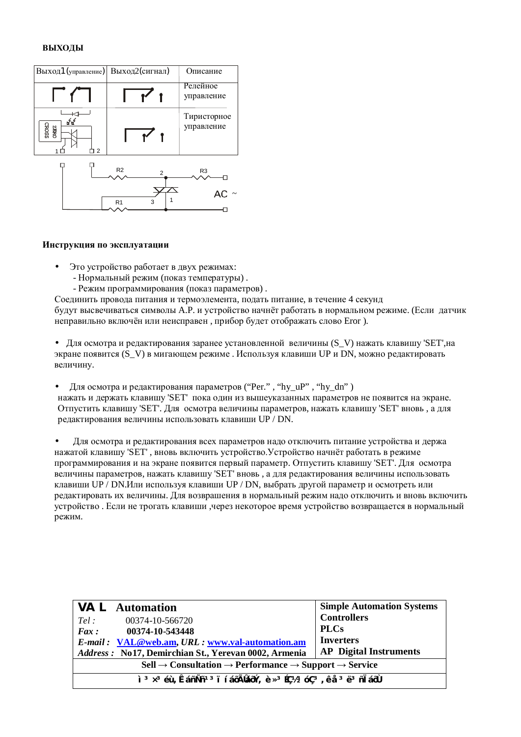**ВЫХОДЫ**

| Выход1 (управление) | Выход2(сигнал) | Описание |
|---|---|---|
| | | Релейное управление |
| | | Тиристорное управление |

**Инструкция по эксплуатации**

- Это устройство работает в двух режимах:
  - Нормальный режим (показ температуры) .
  - Режим программирования (показ параметров) .

Соединить провода питания и термоэлемента, подать питание, в течение 4 секунд будут высвечиваться символы A.P. и устройство начнёт работать в нормальном режиме. (Если датчик неправильно включён или неисправен , прибор будет отображать слово Eror ).

- Для осмотра и редактирования заранее установленной величины (S_V) нажать клавишу 'SET',на экране появится (S_V) в мигающем режиме . Используя клавиши UP и DN, можно редактировать величину.

- Для осмотра и редактирования параметров (“Per.” , “hy_uP” , “hy_dn” ) нажать и держать клавишу 'SET' пока один из вышеуказанных параметров не появится на экране. Отпустить клавишу 'SET'. Для осмотра величины параметров, нажать клавишу 'SET' вновь , а для редактирования величины использовать клавиши UP / DN.

- Для осмотра и редактирования всех параметров надо отключить питание устройства и держа нажатой клавишу 'SET' , вновь включить устройство.Устройство начнёт работать в режиме программирования и на экране появится первый параметр. Отпустить клавишу 'SET'. Для осмотра величины параметров, нажать клавишу 'SET' вновь , а для редактирования величины использовать клавиши UP / DN.Или используя клавиши UP / DN, выбрать другой параметр и осмотреть или редактировать их величины. Для возвращения в нормальный режим надо отключить и вновь включить устройство . Если не трогать клавиши ,через некоторое время устройство возвращается в нормальный режим.

| **VAL Automation**<br>*Tel :* 00374-10-566720<br>***Fax :*** **00374-10-543448**<br>***E-mail :*** **VAL@web.am**, ***URL :*** **www.val-automation.am**<br>***Address :*** **No17, Demirchian St., Yerevan 0002, Armenia** | **Simple Automation Systems**<br>**Controllers**<br>**PLCs**<br>**Inverters**<br>**AP Digital Instruments** |
|---|---|
| **Sell → Consultation → Performance → Support → Service** | |
| **ì ³ ×³ éù, Êáñ¹Ñ¹ ³ ï í áõÃÛáõÝ, è»³ É³½ óÇ³ , êå ³ ë³ ñÏ áõÙ** | |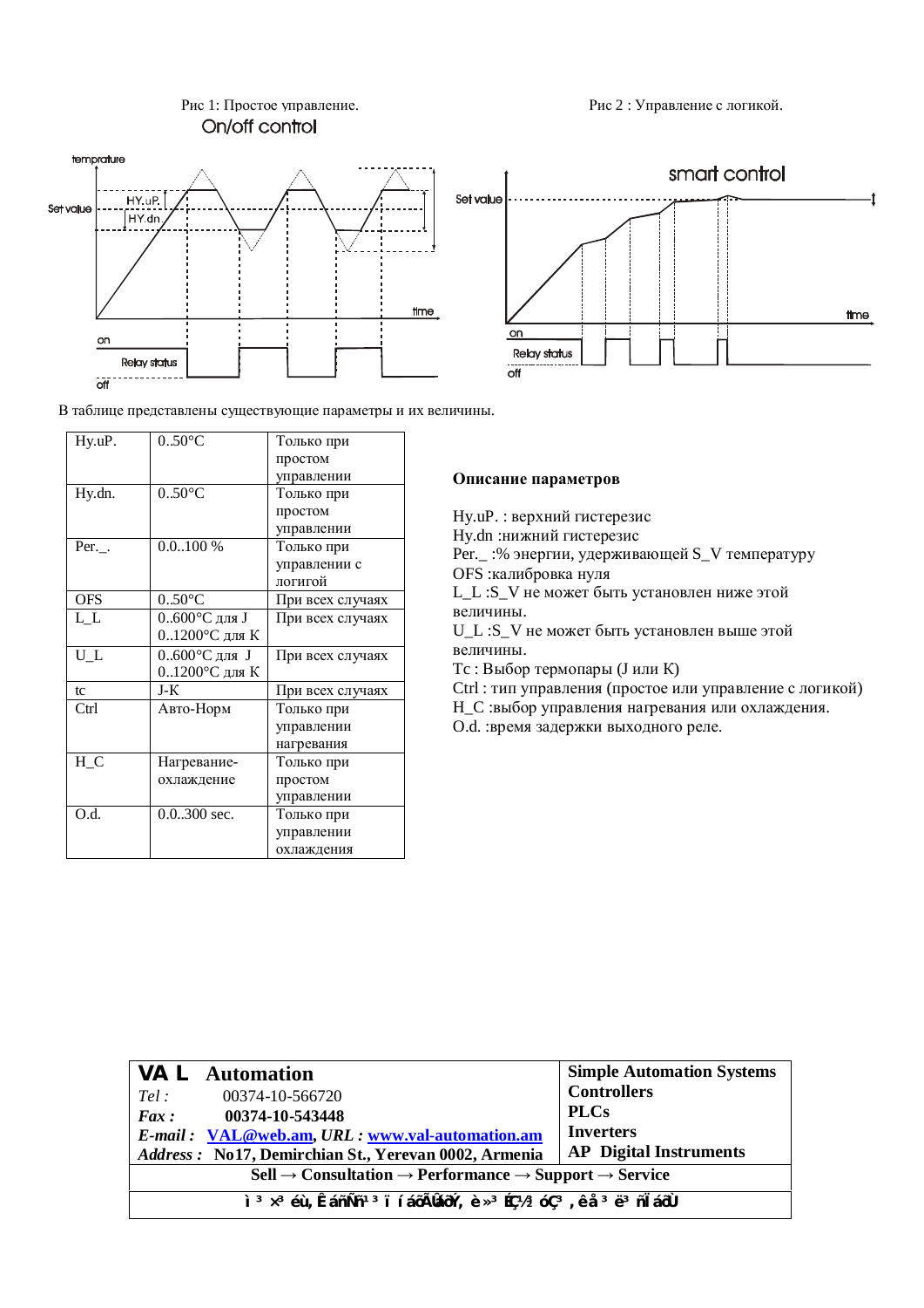Рис 1: Простое управление.

On/off control

Рис 2 : Управление с логикой.

smart control

В таблице представлены существующие параметры и их величины.

| Hy.uP. | 0..50°C | Только при простом управлении |
|---|---|---|
| Hy.dn. | 0..50°C | Только при простом управлении |
| Per._. | 0.0..100 % | Только при управлении с логигой |
| OFS | 0..50°C | При всех случаях |
| L_L | 0..600°C для J 0..1200°C для K | При всех случаях |
| U_L | 0..600°C для J 0..1200°C для K | При всех случаях |
| tc | J-K | При всех случаях |
| Ctrl | Авто-Норм | Только при управлении нагревания |
| H_C | Нагревание-охлаждение | Только при простом управлении |
| O.d. | 0.0..300 sec. | Только при управлении охлаждения |

**Описание параметров**

Hy.uP. : верхний гистерезис
Hy.dn :нижний гистерезис
Per._ :% энергии, удерживающей S_V температуру
OFS :калибровка нуля
L_L :S_V не может быть установлен ниже этой величины.
U_L :S_V не может быть установлен выше этой величины.
Tc : Выбор термопары (J или K)
Ctrl : тип управления (простое или управление с логикой)
H_C :выбор управления нагревания или охлаждения.
O.d. :время задержки выходного реле.

| **VA L Automation** | **Simple Automation Systems** |
|---|---|
| *Tel :* 00374-10-566720 | **Controllers** |
| ***Fax :*** **00374-10-543448** | **PLCs** |
| ***E-mail :*** **VAL@web.am**, ***URL :*** **www.val-automation.am** | **Inverters** |
| ***Address :*** **No17, Demirchian St., Yerevan 0002, Armenia** | **AP Digital Instruments** |
| **Sell → Consultation → Performance → Support → Service** | |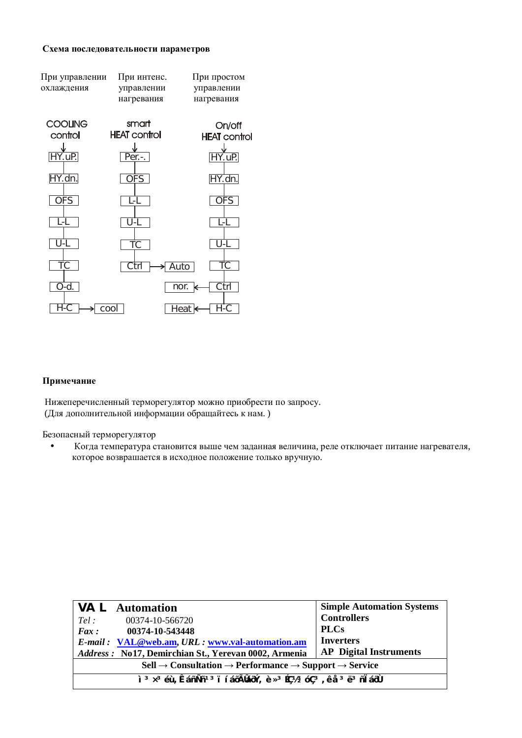**Схема последовательности параметров**

При управлении охлаждения

При интенс. управлении нагревания

При простом управлении нагревания

COOLING control
HY.uP.
HY.dn.
OFS
L-L
U-L
TC
O-d.
H-C
cool

smart HEAT control
Per.-.
OFS
L-L
U-L
TC
Ctrl
Auto

On/off HEAT control
HY.uP.
HY.dn.
OFS
L-L
U-L
TC
Ctrl
nor.
H-C
Heat

**Примечание**

Нижеперечисленный терморегулятор можно приобрести по запросу.
(Для дополнительной информации обращайтесь к нам. )

Безопасный терморегулятор

- Когда температура становится выше чем заданная величина, реле отключает питание нагревателя, которое возвращается в исходное положение только вручную.

| | |
|---|---|
| **VAL Automation**<br>*Tel :* 00374-10-566720<br>***Fax :*** **00374-10-543448**<br>***E-mail :*** **VAL@web.am**, ***URL :*** **www.val-automation.am**<br>***Address :*** **No17, Demirchian St., Yerevan 0002, Armenia** | **Simple Automation Systems**<br>**Controllers**<br>**PLCs**<br>**Inverters**<br>**AP Digital Instruments** |
| **Sell → Consultation → Performance → Support → Service** | |
| **ì ³ ×³ éù, Êáñ¹³ ï íáõÃÛáõÝ, è»³ ÉÇ½³ óÇ³ , êå³ ë³ ñÏáõÙ** | |